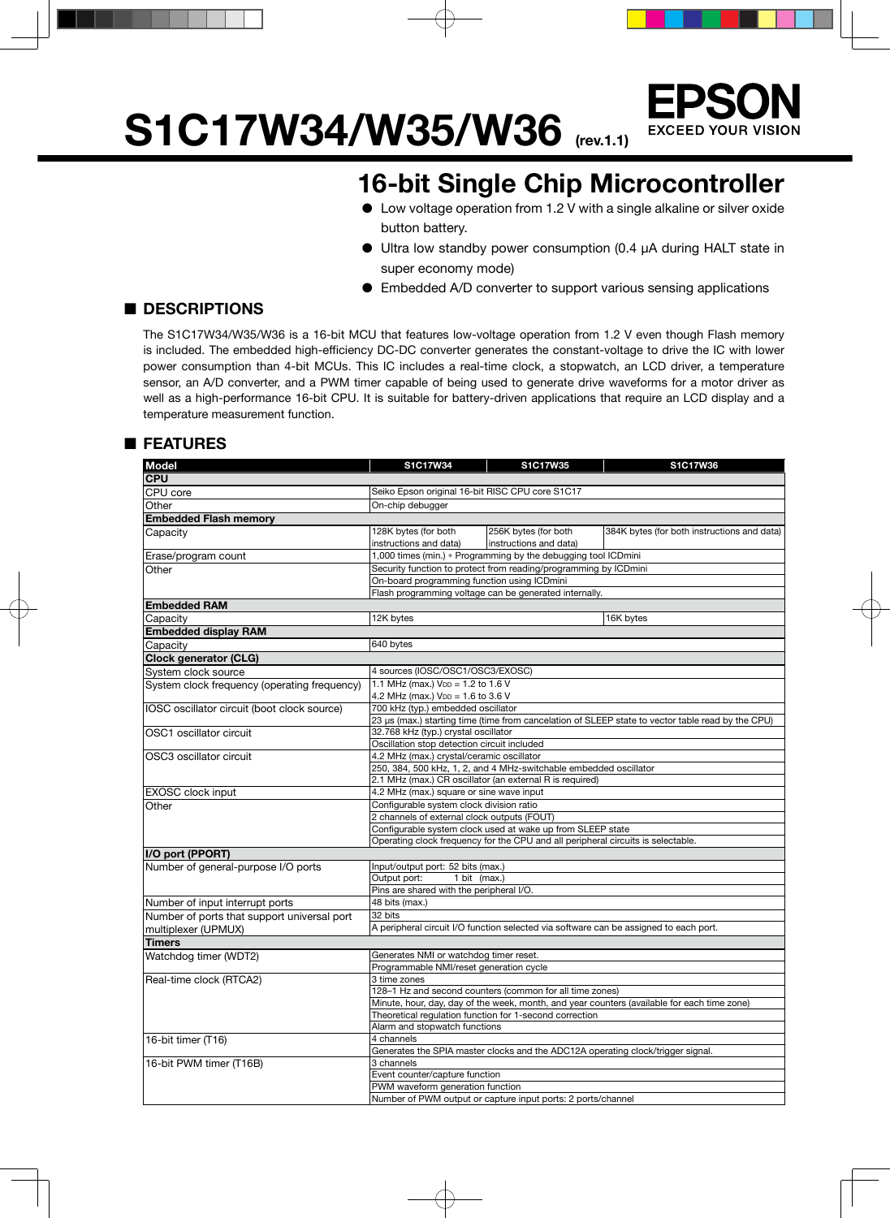# S1C17W34/W35/W36 (rev.1.1)

EPSON
EXCEED YOUR VISION

## 16-bit Single Chip Microcontroller

- Low voltage operation from 1.2 V with a single alkaline or silver oxide button battery.
- Ultra low standby power consumption (0.4 µA during HALT state in super economy mode)
- Embedded A/D converter to support various sensing applications

## ■ DESCRIPTIONS

The S1C17W34/W35/W36 is a 16-bit MCU that features low-voltage operation from 1.2 V even though Flash memory is included. The embedded high-efficiency DC-DC converter generates the constant-voltage to drive the IC with lower power consumption than 4-bit MCUs. This IC includes a real-time clock, a stopwatch, an LCD driver, a temperature sensor, an A/D converter, and a PWM timer capable of being used to generate drive waveforms for a motor driver as well as a high-performance 16-bit CPU. It is suitable for battery-driven applications that require an LCD display and a temperature measurement function.

## ■ FEATURES

| Model | S1C17W34 | S1C17W35 | S1C17W36 |
|---|---|---|---|
| **CPU** | | | |
| CPU core | Seiko Epson original 16-bit RISC CPU core S1C17 | | |
| Other | On-chip debugger | | |
| **Embedded Flash memory** | | | |
| Capacity | 128K bytes (for both instructions and data) | 256K bytes (for both instructions and data) | 384K bytes (for both instructions and data) |
| Erase/program count | 1,000 times (min.) * Programming by the debugging tool ICDmini | | |
| Other | Security function to protect from reading/programming by ICDmini | | |
| | On-board programming function using ICDmini | | |
| | Flash programming voltage can be generated internally. | | |
| **Embedded RAM** | | | |
| Capacity | 12K bytes | | 16K bytes |
| **Embedded display RAM** | | | |
| Capacity | 640 bytes | | |
| **Clock generator (CLG)** | | | |
| System clock source | 4 sources (IOSC/OSC1/OSC3/EXOSC) | | |
| System clock frequency (operating frequency) | 1.1 MHz (max.) $V_{DD}$ = 1.2 to 1.6 V | | |
| | 4.2 MHz (max.) $V_{DD}$ = 1.6 to 3.6 V | | |
| IOSC oscillator circuit (boot clock source) | 700 kHz (typ.) embedded oscillator | | |
| | 23 µs (max.) starting time (time from cancelation of SLEEP state to vector table read by the CPU) | | |
| OSC1 oscillator circuit | 32.768 kHz (typ.) crystal oscillator | | |
| | Oscillation stop detection circuit included | | |
| OSC3 oscillator circuit | 4.2 MHz (max.) crystal/ceramic oscillator | | |
| | 250, 384, 500 kHz, 1, 2, and 4 MHz-switchable embedded oscillator | | |
| | 2.1 MHz (max.) CR oscillator (an external R is required) | | |
| EXOSC clock input | 4.2 MHz (max.) square or sine wave input | | |
| Other | Configurable system clock division ratio | | |
| | 2 channels of external clock outputs (FOUT) | | |
| | Configurable system clock used at wake up from SLEEP state | | |
| | Operating clock frequency for the CPU and all peripheral circuits is selectable. | | |
| **I/O port (PPORT)** | | | |
| Number of general-purpose I/O ports | Input/output port: 52 bits (max.) | | |
| | Output port: 1 bit (max.) | | |
| | Pins are shared with the peripheral I/O. | | |
| Number of input interrupt ports | 48 bits (max.) | | |
| Number of ports that support universal port multiplexer (UPMUX) | 32 bits | | |
| | A peripheral circuit I/O function selected via software can be assigned to each port. | | |
| **Timers** | | | |
| Watchdog timer (WDT2) | Generates NMI or watchdog timer reset. | | |
| | Programmable NMI/reset generation cycle | | |
| Real-time clock (RTCA2) | 3 time zones | | |
| | 128–1 Hz and second counters (common for all time zones) | | |
| | Minute, hour, day, day of the week, month, and year counters (available for each time zone) | | |
| | Theoretical regulation function for 1-second correction | | |
| | Alarm and stopwatch functions | | |
| 16-bit timer (T16) | 4 channels | | |
| | Generates the SPIA master clocks and the ADC12A operating clock/trigger signal. | | |
| 16-bit PWM timer (T16B) | 3 channels | | |
| | Event counter/capture function | | |
| | PWM waveform generation function | | |
| | Number of PWM output or capture input ports: 2 ports/channel | | |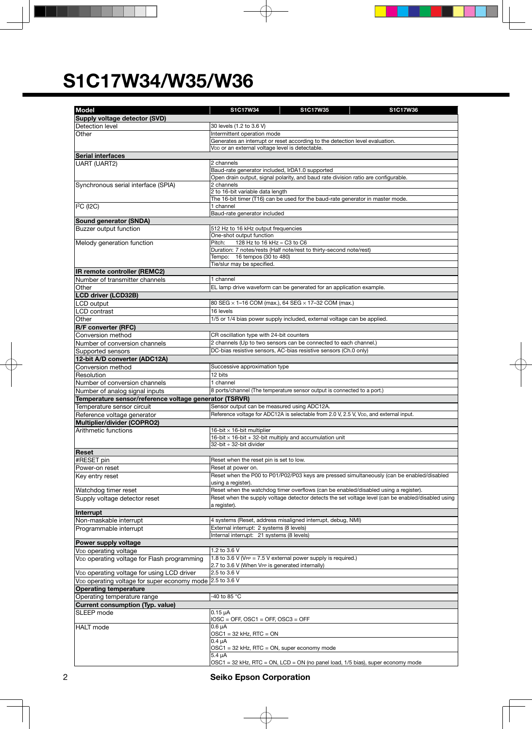# S1C17W34/W35/W36

| Model | S1C17W34 | S1C17W35 | S1C17W36 |
|---|---|---|---|
| **Supply voltage detector (SVD)** | | | |
| Detection level | 30 levels (1.2 to 3.6 V) | | |
| Other | Intermittent operation mode | | |
| | Generates an interrupt or reset according to the detection level evaluation. | | |
| | $V_{DD}$ or an external voltage level is detectable. | | |
| **Serial interfaces** | | | |
| UART (UART2) | 2 channels | | |
| | Baud-rate generator included, IrDA1.0 supported | | |
| | Open drain output, signal polarity, and baud rate division ratio are configurable. | | |
| Synchronous serial interface (SPIA) | 2 channels | | |
| | 2 to 16-bit variable data length | | |
| | The 16-bit timer (T16) can be used for the baud-rate generator in master mode. | | |
| I2C (I2C) | 1 channel | | |
| | Baud-rate generator included | | |
| **Sound generator (SNDA)** | | | |
| Buzzer output function | 512 Hz to 16 kHz output frequencies | | |
| | One-shot output function | | |
| Melody generation function | Pitch: 128 Hz to 16 kHz ≈ C3 to C6 | | |
| | Duration: 7 notes/rests (Half note/rest to thirty-second note/rest) | | |
| | Tempo: 16 tempos (30 to 480) | | |
| | Tie/slur may be specified. | | |
| **IR remote controller (REMC2)** | | | |
| Number of transmitter channels | 1 channel | | |
| Other | EL lamp drive waveform can be generated for an application example. | | |
| **LCD driver (LCD32B)** | | | |
| LCD output | 80 SEG × 1–16 COM (max.), 64 SEG × 17–32 COM (max.) | | |
| LCD contrast | 16 levels | | |
| Other | 1/5 or 1/4 bias power supply included, external voltage can be applied. | | |
| **R/F converter (RFC)** | | | |
| Conversion method | CR oscillation type with 24-bit counters | | |
| Number of conversion channels | 2 channels (Up to two sensors can be connected to each channel.) | | |
| Supported sensors | DC-bias resistive sensors, AC-bias resistive sensors (Ch.0 only) | | |
| **12-bit A/D converter (ADC12A)** | | | |
| Conversion method | Successive approximation type | | |
| Resolution | 12 bits | | |
| Number of conversion channels | 1 channel | | |
| Number of analog signal inputs | 8 ports/channel (The temperature sensor output is connected to a port.) | | |
| **Temperature sensor/reference voltage generator (TSRVR)** | | | |
| Temperature sensor circuit | Sensor output can be measured using ADC12A. | | |
| Reference voltage generator | Reference voltage for ADC12A is selectable from 2.0 V, 2.5 V, $V_{DD}$, and external input. | | |
| **Multiplier/divider (COPRO2)** | | | |
| Arithmetic functions | 16-bit × 16-bit multiplier | | |
| | 16-bit × 16-bit + 32-bit multiply and accumulation unit | | |
| | 32-bit ÷ 32-bit divider | | |
| **Reset** | | | |
| #RESET pin | Reset when the reset pin is set to low. | | |
| Power-on reset | Reset at power on. | | |
| Key entry reset | Reset when the P00 to P01/P02/P03 keys are pressed simultaneously (can be enabled/disabled using a register). | | |
| Watchdog timer reset | Reset when the watchdog timer overflows (can be enabled/disabled using a register). | | |
| Supply voltage detector reset | Reset when the supply voltage detector detects the set voltage level (can be enabled/disabled using a register). | | |
| **Interrupt** | | | |
| Non-maskable interrupt | 4 systems (Reset, address misaligned interrupt, debug, NMI) | | |
| Programmable interrupt | External interrupt: 2 systems (8 levels) | | |
| | Internal interrupt: 21 systems (8 levels) | | |
| **Power supply voltage** | | | |
| $V_{DD}$ operating voltage | 1.2 to 3.6 V | | |
| $V_{DD}$ operating voltage for Flash programming | 1.8 to 3.6 V ($V_{PP}$ = 7.5 V external power supply is required.) | | |
| | 2.7 to 3.6 V (When $V_{PP}$ is generated internally) | | |
| $V_{DD}$ operating voltage for using LCD driver | 2.5 to 3.6 V | | |
| $V_{DD}$ operating voltage for super economy mode | 2.5 to 3.6 V | | |
| **Operating temperature** | | | |
| Operating temperature range | -40 to 85 °C | | |
| **Current consumption (Typ. value)** | | | |
| SLEEP mode | 0.15 µA | | |
| | IOSC = OFF, OSC1 = OFF, OSC3 = OFF | | |
| HALT mode | 0.6 µA | | |
| | OSC1 = 32 kHz, RTC = ON | | |
| | 0.4 µA | | |
| | OSC1 = 32 kHz, RTC = ON, super economy mode | | |
| | 5.4 µA | | |
| | OSC1 = 32 kHz, RTC = ON, LCD = ON (no panel load, 1/5 bias), super economy mode | | |

Seiko Epson Corporation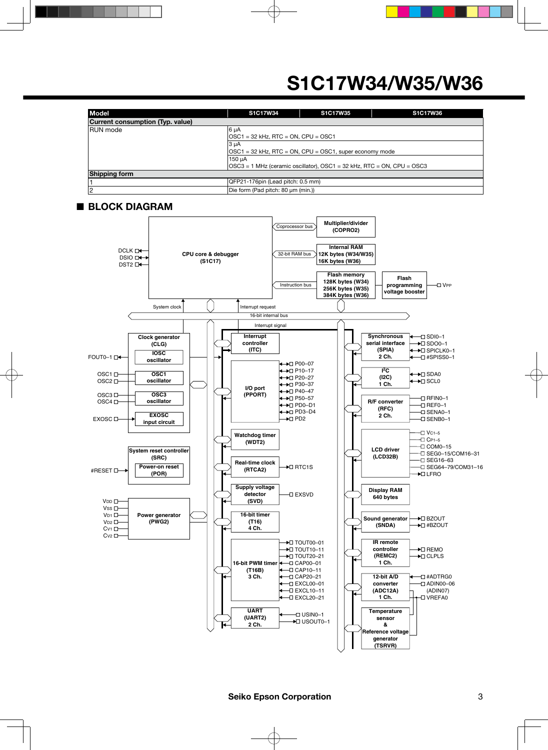# S1C17W34/W35/W36

| Model | S1C17W34 | S1C17W35 | S1C17W36 |
|---|---|---|---|
| **Current consumption (Typ. value)** | | | |
| RUN mode | 6 µA<br>OSC1 = 32 kHz, RTC = ON, CPU = OSC1 | | |
| | 3 µA<br>OSC1 = 32 kHz, RTC = ON, CPU = OSC1, super economy mode | | |
| | 150 µA<br>OSC3 = 1 MHz (ceramic oscillator), OSC1 = 32 kHz, RTC = ON, CPU = OSC3 | | |
| **Shipping form** | | | |
| 1 | QFP21-176pin (Lead pitch: 0.5 mm) | | |
| 2 | Die form (Pad pitch: 80 µm (min.)) | | |

## ■ BLOCK DIAGRAM

CPU core & debugger (S1C17) — DCLK, DSIO, DST2
Coprocessor bus — Multiplier/divider (COPRO2)
32-bit RAM bus — Internal RAM 12K bytes (W34/W35) 16K bytes (W36)
Instruction bus — Flash memory 128K bytes (W34) 256K bytes (W35) 384K bytes (W36) — Flash programming voltage booster — $V_{PP}$

System clock, Interrupt request, 16-bit internal bus, Interrupt signal

Clock generator (CLG): IOSC oscillator (FOUT0–1), OSC1 oscillator (OSC1, OSC2), OSC3 oscillator (OSC3, OSC4), EXOSC input circuit (EXOSC)

System reset controller (SRC): Power-on reset (POR) — #RESET

Power generator (PWG2) — $V_{DD}$, $V_{SS}$, $V_{D1}$, $V_{D2}$, $C_{V1}$, $C_{V2}$

Interrupt controller (ITC)

I/O port (PPORT) — P00–07, P10–17, P20–27, P30–37, P40–47, P50–57, PD0–D1, PD3–D4, PD2

Watchdog timer (WDT2)

Real-time clock (RTCA2) — RTC1S

Supply voltage detector (SVD) — EXSVD

16-bit timer (T16) 4 Ch.

16-bit PWM timer (T16B) 3 Ch. — TOUT00–01, TOUT10–11, TOUT20–21, CAP00–01, CAP10–11, CAP20–21, EXCL00–01, EXCL10–11, EXCL20–21

UART (UART2) 2 Ch. — USIN0–1, USOUT0–1

Synchronous serial interface (SPIA) 2 Ch. — SDI0–1, SDO0–1, SPICLK0–1, #SPISS0–1

$I^2C$ (I2C) 1 Ch. — SDA0, SCL0

R/F converter (RFC) 2 Ch. — RFIN0–1, REF0–1, SENA0–1, SENB0–1

LCD driver (LCD32B) — $V_{C1-5}$, $C_{P1-5}$, COM0–15, SEG0–15/COM16–31, SEG16–63, SEG64–79/COM31–16, LFRO

Display RAM 640 bytes

Sound generator (SNDA) — BZOUT, #BZOUT

IR remote controller (REMC2) 1 Ch. — REMO, CLPLS

12-bit A/D converter (ADC12A) 1 Ch. — #ADTRG0, ADIN00–06 (ADIN07), VREFA0

Temperature sensor & Reference voltage generator (TSRVR)

Seiko Epson Corporation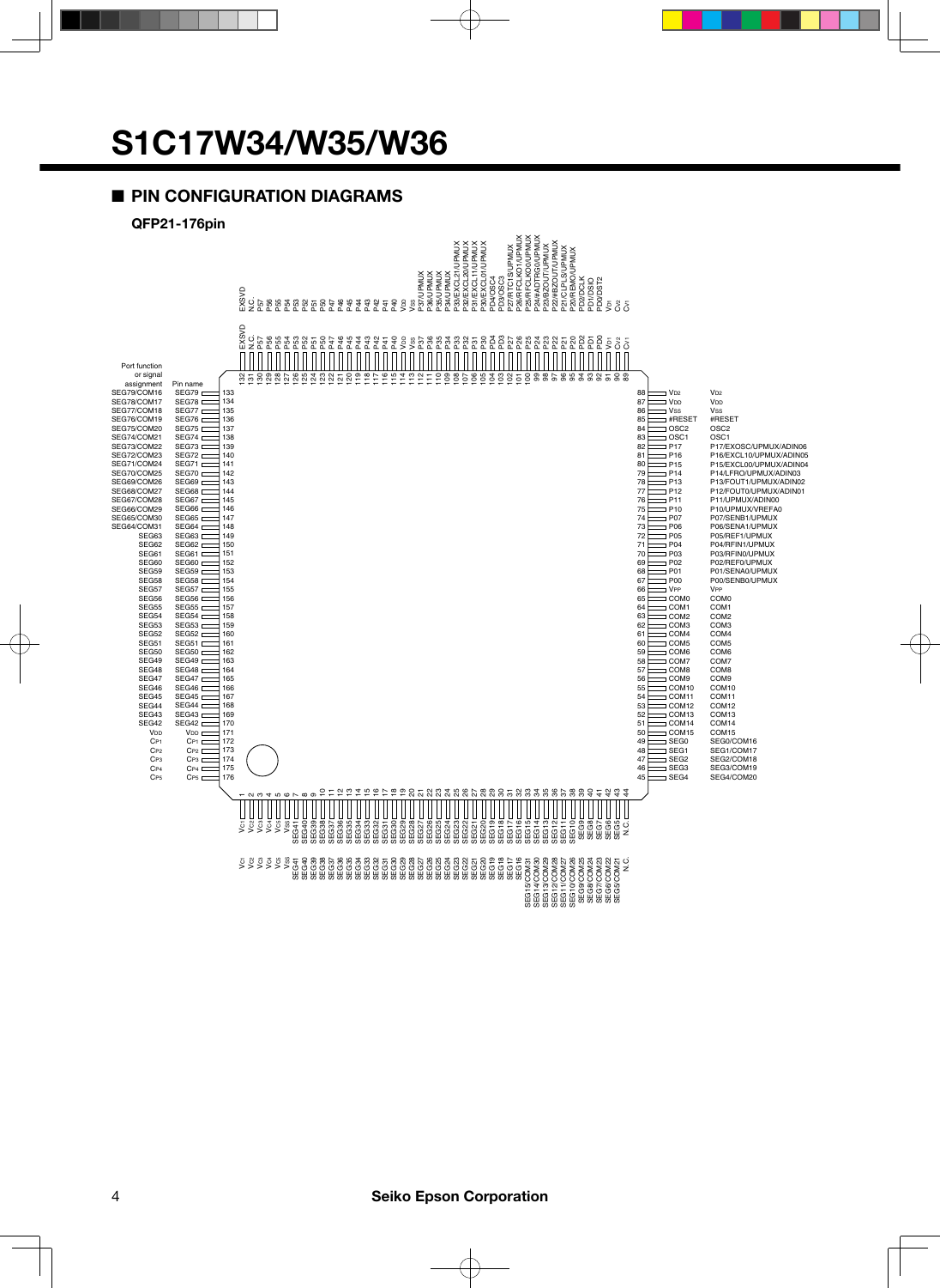## ■ PIN CONFIGURATION DIAGRAMS

### QFP21-176pin

**Top side (pins 89–132)**

| Pin No. | Pin name | Port function or signal assignment |
|---|---|---|
| 132 | EXSVD | EXSVD |
| 131 | N.C. | N.C. |
| 130 | P57 | P57 |
| 129 | P56 | P56 |
| 128 | P55 | P55 |
| 127 | P54 | P54 |
| 126 | P53 | P53 |
| 125 | P52 | P52 |
| 124 | P51 | P51 |
| 123 | P50 | P50 |
| 122 | P47 | P47 |
| 121 | P46 | P46 |
| 120 | P45 | P45 |
| 119 | P44 | P44 |
| 118 | P43 | P43 |
| 117 | P42 | P42 |
| 116 | P41 | P41 |
| 115 | P40 | P40 |
| 114 | VDD | VDD |
| 113 | VSS | VSS |
| 112 | P37 | P37/UPMUX |
| 111 | P36 | P36/UPMUX |
| 110 | P35 | P35/UPMUX |
| 109 | P34 | P34/UPMUX |
| 108 | P33 | P33/EXCL21/UPMUX |
| 107 | P32 | P32/EXCL20/UPMUX |
| 106 | P31 | P31/EXCL11/UPMUX |
| 105 | P30 | P30/EXCL01/UPMUX |
| 104 | PD4 | PD4/OSC4 |
| 103 | PD3 | PD3/OSC3 |
| 102 | P27 | P27/RTC1S/UPMUX |
| 101 | P26 | P26/RFCLKO1/UPMUX |
| 100 | P25 | P25/RFCLKO0/UPMUX |
| 99 | P24 | P24/#ADTRG0/UPMUX |
| 98 | P23 | P23/BZOUT/UPMUX |
| 97 | P22 | P22/#BZOUT/UPMUX |
| 96 | P21 | P21/CLPLS/UPMUX |
| 95 | P20 | P20/REMO/UPMUX |
| 94 | PD2 | PD2/DCLK |
| 93 | PD1 | PD1/DSIO |
| 92 | PD0 | PD0/DST2 |
| 91 | VD1 | VD1 |
| 90 | CV2 | CV2 |
| 89 | CV1 | CV1 |

**Right side (pins 45–88)**

| Pin No. | Pin name | Port function or signal assignment |
|---|---|---|
| 88 | VD2 | VD2 |
| 87 | VDD | VDD |
| 86 | VSS | VSS |
| 85 | #RESET | #RESET |
| 84 | OSC2 | OSC2 |
| 83 | OSC1 | OSC1 |
| 82 | P17 | P17/EXOSC/UPMUX/ADIN06 |
| 81 | P16 | P16/EXCL10/UPMUX/ADIN05 |
| 80 | P15 | P15/EXCL00/UPMUX/ADIN04 |
| 79 | P14 | P14/LFRO/UPMUX/ADIN03 |
| 78 | P13 | P13/FOUT1/UPMUX/ADIN02 |
| 77 | P12 | P12/FOUT0/UPMUX/ADIN01 |
| 76 | P11 | P11/UPMUX/ADIN00 |
| 75 | P10 | P10/UPMUX/VREFA0 |
| 74 | P07 | P07/SENB1/UPMUX |
| 73 | P06 | P06/SENA1/UPMUX |
| 72 | P05 | P05/REF1/UPMUX |
| 71 | P04 | P04/RFIN1/UPMUX |
| 70 | P03 | P03/RFIN0/UPMUX |
| 69 | P02 | P02/REF0/UPMUX |
| 68 | P01 | P01/SENA0/UPMUX |
| 67 | P00 | P00/SENB0/UPMUX |
| 66 | VPP | VPP |
| 65 | COM0 | COM0 |
| 64 | COM1 | COM1 |
| 63 | COM2 | COM2 |
| 62 | COM3 | COM3 |
| 61 | COM4 | COM4 |
| 60 | COM5 | COM5 |
| 59 | COM6 | COM6 |
| 58 | COM7 | COM7 |
| 57 | COM8 | COM8 |
| 56 | COM9 | COM9 |
| 55 | COM10 | COM10 |
| 54 | COM11 | COM11 |
| 53 | COM12 | COM12 |
| 52 | COM13 | COM13 |
| 51 | COM14 | COM14 |
| 50 | COM15 | COM15 |
| 49 | SEG0 | SEG0/COM16 |
| 48 | SEG1 | SEG1/COM17 |
| 47 | SEG2 | SEG2/COM18 |
| 46 | SEG3 | SEG3/COM19 |
| 45 | SEG4 | SEG4/COM20 |

**Bottom side (pins 1–44)**

| Pin No. | Pin name | Port function or signal assignment |
|---|---|---|
| 1 | VC1 | VC1 |
| 2 | VC2 | VC2 |
| 3 | VC3 | VC3 |
| 4 | VC4 | VC4 |
| 5 | VC5 | VC5 |
| 6 | VSS | VSS |
| 7 | SEG41 | SEG41 |
| 8 | SEG40 | SEG40 |
| 9 | SEG39 | SEG39 |
| 10 | SEG38 | SEG38 |
| 11 | SEG37 | SEG37 |
| 12 | SEG36 | SEG36 |
| 13 | SEG35 | SEG35 |
| 14 | SEG34 | SEG34 |
| 15 | SEG33 | SEG33 |
| 16 | SEG32 | SEG32 |
| 17 | SEG31 | SEG31 |
| 18 | SEG30 | SEG30 |
| 19 | SEG29 | SEG29 |
| 20 | SEG28 | SEG28 |
| 21 | SEG27 | SEG27 |
| 22 | SEG26 | SEG26 |
| 23 | SEG25 | SEG25 |
| 24 | SEG24 | SEG24 |
| 25 | SEG23 | SEG23 |
| 26 | SEG22 | SEG22 |
| 27 | SEG21 | SEG21 |
| 28 | SEG20 | SEG20 |
| 29 | SEG19 | SEG19 |
| 30 | SEG18 | SEG18 |
| 31 | SEG17 | SEG17 |
| 32 | SEG16 | SEG16 |
| 33 | SEG15 | SEG15/COM31 |
| 34 | SEG14 | SEG14/COM30 |
| 35 | SEG13 | SEG13/COM29 |
| 36 | SEG12 | SEG12/COM28 |
| 37 | SEG11 | SEG11/COM27 |
| 38 | SEG10 | SEG10/COM26 |
| 39 | SEG9 | SEG9/COM25 |
| 40 | SEG8 | SEG8/COM24 |
| 41 | SEG7 | SEG7/COM23 |
| 42 | SEG6 | SEG6/COM22 |
| 43 | SEG5 | SEG5/COM21 |
| 44 | N.C. | N.C. |

**Left side (pins 133–176)**

| Pin No. | Pin name | Port function or signal assignment |
|---|---|---|
| 133 | SEG79 | SEG79/COM16 |
| 134 | SEG78 | SEG78/COM17 |
| 135 | SEG77 | SEG77/COM18 |
| 136 | SEG76 | SEG76/COM19 |
| 137 | SEG75 | SEG75/COM20 |
| 138 | SEG74 | SEG74/COM21 |
| 139 | SEG73 | SEG73/COM22 |
| 140 | SEG72 | SEG72/COM23 |
| 141 | SEG71 | SEG71/COM24 |
| 142 | SEG70 | SEG70/COM25 |
| 143 | SEG69 | SEG69/COM26 |
| 144 | SEG68 | SEG68/COM27 |
| 145 | SEG67 | SEG67/COM28 |
| 146 | SEG66 | SEG66/COM29 |
| 147 | SEG65 | SEG65/COM30 |
| 148 | SEG64 | SEG64/COM31 |
| 149 | SEG63 | SEG63 |
| 150 | SEG62 | SEG62 |
| 151 | SEG61 | SEG61 |
| 152 | SEG60 | SEG60 |
| 153 | SEG59 | SEG59 |
| 154 | SEG58 | SEG58 |
| 155 | SEG57 | SEG57 |
| 156 | SEG56 | SEG56 |
| 157 | SEG55 | SEG55 |
| 158 | SEG54 | SEG54 |
| 159 | SEG53 | SEG53 |
| 160 | SEG52 | SEG52 |
| 161 | SEG51 | SEG51 |
| 162 | SEG50 | SEG50 |
| 163 | SEG49 | SEG49 |
| 164 | SEG48 | SEG48 |
| 165 | SEG47 | SEG47 |
| 166 | SEG46 | SEG46 |
| 167 | SEG45 | SEG45 |
| 168 | SEG44 | SEG44 |
| 169 | SEG43 | SEG43 |
| 170 | SEG42 | SEG42 |
| 171 | VDD | VDD |
| 172 | CP1 | CP1 |
| 173 | CP2 | CP2 |
| 174 | CP3 | CP3 |
| 175 | CP4 | CP4 |
| 176 | CP5 | CP5 |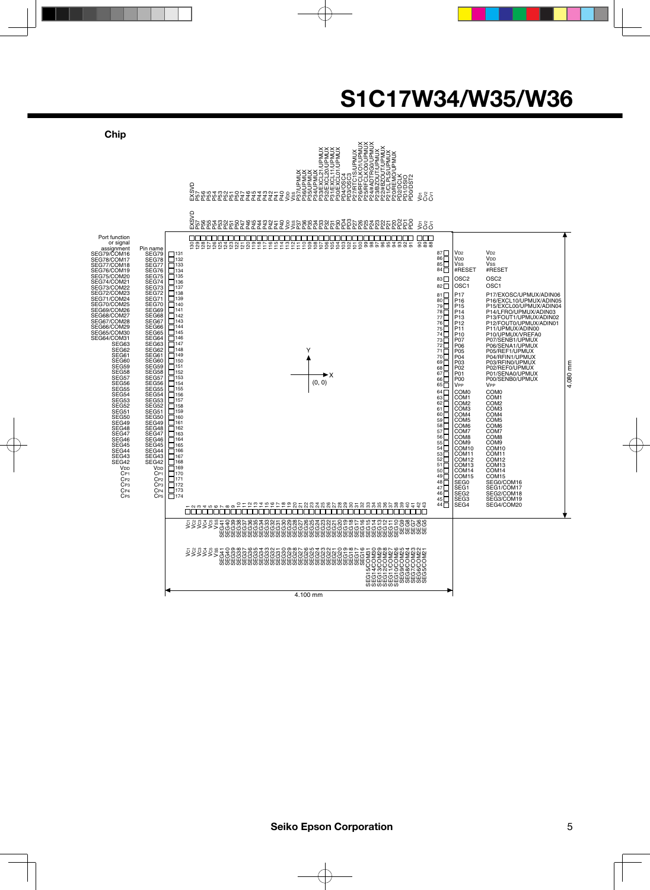## Chip

Chip size: 4.100 mm (X) × 4.080 mm (Y). Origin (0, 0) at chip center.

| Pad No. | Pin name | Port function or signal assignment |
|---|---|---|
| 1 | VC1 | VC1 |
| 2 | VC2 | VC2 |
| 3 | VC3 | VC3 |
| 4 | VC4 | VC4 |
| 5 | VC5 | VC5 |
| 6 | VSS | VSS |
| 7 | SEG41 | SEG41 |
| 8 | SEG40 | SEG40 |
| 9 | SEG39 | SEG39 |
| 10 | SEG38 | SEG38 |
| 11 | SEG37 | SEG37 |
| 12 | SEG36 | SEG36 |
| 13 | SEG35 | SEG35 |
| 14 | SEG34 | SEG34 |
| 15 | SEG33 | SEG33 |
| 16 | SEG32 | SEG32 |
| 17 | SEG31 | SEG31 |
| 18 | SEG30 | SEG30 |
| 19 | SEG29 | SEG29 |
| 20 | SEG28 | SEG28 |
| 21 | SEG27 | SEG27 |
| 22 | SEG26 | SEG26 |
| 23 | SEG25 | SEG25 |
| 24 | SEG24 | SEG24 |
| 25 | SEG23 | SEG23 |
| 26 | SEG22 | SEG22 |
| 27 | SEG21 | SEG21 |
| 28 | SEG20 | SEG20 |
| 29 | SEG19 | SEG19 |
| 30 | SEG18 | SEG18 |
| 31 | SEG17 | SEG17 |
| 32 | SEG16 | SEG16 |
| 33 | SEG15 | SEG15/COM31 |
| 34 | SEG14 | SEG14/COM30 |
| 35 | SEG13 | SEG13/COM29 |
| 36 | SEG12 | SEG12/COM28 |
| 37 | SEG11 | SEG11/COM27 |
| 38 | SEG10 | SEG10/COM26 |
| 39 | SEG9 | SEG9/COM25 |
| 40 | SEG8 | SEG8/COM24 |
| 41 | SEG7 | SEG7/COM23 |
| 42 | SEG6 | SEG6/COM22 |
| 43 | SEG5 | SEG5/COM21 |
| 44 | SEG4 | SEG4/COM20 |
| 45 | SEG3 | SEG3/COM19 |
| 46 | SEG2 | SEG2/COM18 |
| 47 | SEG1 | SEG1/COM17 |
| 48 | SEG0 | SEG0/COM16 |
| 49 | COM15 | COM15 |
| 50 | COM14 | COM14 |
| 51 | COM13 | COM13 |
| 52 | COM12 | COM12 |
| 53 | COM11 | COM11 |
| 54 | COM10 | COM10 |
| 55 | COM9 | COM9 |
| 56 | COM8 | COM8 |
| 57 | COM7 | COM7 |
| 58 | COM6 | COM6 |
| 59 | COM5 | COM5 |
| 60 | COM4 | COM4 |
| 61 | COM3 | COM3 |
| 62 | COM2 | COM2 |
| 63 | COM1 | COM1 |
| 64 | COM0 | COM0 |
| 65 | VPP | VPP |
| 66 | P00 | P00/SENB0/UPMUX |
| 67 | P01 | P01/SENA0/UPMUX |
| 68 | P02 | P02/REF0/UPMUX |
| 69 | P03 | P03/RFIN0/UPMUX |
| 70 | P04 | P04/RFIN1/UPMUX |
| 71 | P05 | P05/REF1/UPMUX |
| 72 | P06 | P06/SENA1/UPMUX |
| 73 | P07 | P07/SENB1/UPMUX |
| 74 | P10 | P10/UPMUX/VREFA0 |
| 75 | P11 | P11/UPMUX/ADIN00 |
| 76 | P12 | P12/FOUT0/UPMUX/ADIN01 |
| 77 | P13 | P13/FOUT1/UPMUX/ADIN02 |
| 78 | P14 | P14/LFRO/UPMUX/ADIN03 |
| 79 | P15 | P15/EXCL00/UPMUX/ADIN04 |
| 80 | P16 | P16/EXCL10/UPMUX/ADIN05 |
| 81 | P17 | P17/EXOSC/UPMUX/ADIN06 |
| 82 | OSC1 | OSC1 |
| 83 | OSC2 | OSC2 |
| 84 | #RESET | #RESET |
| 85 | VSS | VSS |
| 86 | VDD | VDD |
| 87 | VD2 | VD2 |
| 88 | CV1 | CV1 |
| 89 | CV2 | CV2 |
| 90 | VD1 | VD1 |
| 91 | PD0 | PD0/DST2 |
| 92 | PD1 | PD1/DSIO |
| 93 | PD2 | PD2/DCLK |
| 94 | P20 | P20/REMO/UPMUX |
| 95 | P21 | P21/CLPLS/UPMUX |
| 96 | P22 | P22/#BZOUT/UPMUX |
| 97 | P23 | P23/BZOUT/UPMUX |
| 98 | P24 | P24/#ADTRG0/UPMUX |
| 99 | P25 | P25/RFCLKO0/UPMUX |
| 100 | P26 | P26/RFCLKO1/UPMUX |
| 101 | P27 | P27/RTC1S/UPMUX |
| 102 | PD3 | PD3/OSC3 |
| 103 | PD4 | PD4/OSC4 |
| 104 | P30 | P30/EXCL01/UPMUX |
| 105 | P31 | P31/EXCL11/UPMUX |
| 106 | P32 | P32/EXCL20/UPMUX |
| 107 | P33 | P33/EXCL21/UPMUX |
| 108 | P34 | P34/UPMUX |
| 109 | P35 | P35/UPMUX |
| 110 | P36 | P36/UPMUX |
| 111 | P37 | P37/UPMUX |
| 112 | VSS | VSS |
| 113 | VDD | VDD |
| 114 | P40 | P40 |
| 115 | P41 | P41 |
| 116 | P42 | P42 |
| 117 | P43 | P43 |
| 118 | P44 | P44 |
| 119 | P45 | P45 |
| 120 | P46 | P46 |
| 121 | P47 | P47 |
| 122 | P50 | P50 |
| 123 | P51 | P51 |
| 124 | P52 | P52 |
| 125 | P53 | P53 |
| 126 | P54 | P54 |
| 127 | P55 | P55 |
| 128 | P56 | P56 |
| 129 | P57 | P57 |
| 130 | EXSVD | EXSVD |
| 131 | SEG79 | SEG79/COM16 |
| 132 | SEG78 | SEG78/COM17 |
| 133 | SEG77 | SEG77/COM18 |
| 134 | SEG76 | SEG76/COM19 |
| 135 | SEG75 | SEG75/COM20 |
| 136 | SEG74 | SEG74/COM21 |
| 137 | SEG73 | SEG73/COM22 |
| 138 | SEG72 | SEG72/COM23 |
| 139 | SEG71 | SEG71/COM24 |
| 140 | SEG70 | SEG70/COM25 |
| 141 | SEG69 | SEG69/COM26 |
| 142 | SEG68 | SEG68/COM27 |
| 143 | SEG67 | SEG67/COM28 |
| 144 | SEG66 | SEG66/COM29 |
| 145 | SEG65 | SEG65/COM30 |
| 146 | SEG64 | SEG64/COM31 |
| 147 | SEG63 | SEG63 |
| 148 | SEG62 | SEG62 |
| 149 | SEG61 | SEG61 |
| 150 | SEG60 | SEG60 |
| 151 | SEG59 | SEG59 |
| 152 | SEG58 | SEG58 |
| 153 | SEG57 | SEG57 |
| 154 | SEG56 | SEG56 |
| 155 | SEG55 | SEG55 |
| 156 | SEG54 | SEG54 |
| 157 | SEG53 | SEG53 |
| 158 | SEG52 | SEG52 |
| 159 | SEG51 | SEG51 |
| 160 | SEG50 | SEG50 |
| 161 | SEG49 | SEG49 |
| 162 | SEG48 | SEG48 |
| 163 | SEG47 | SEG47 |
| 164 | SEG46 | SEG46 |
| 165 | SEG45 | SEG45 |
| 166 | SEG44 | SEG44 |
| 167 | SEG43 | SEG43 |
| 168 | SEG42 | SEG42 |
| 169 | VDD | VDD |
| 170 | CP1 | CP1 |
| 171 | CP2 | CP2 |
| 172 | CP3 | CP3 |
| 173 | CP4 | CP4 |
| 174 | CP5 | CP5 |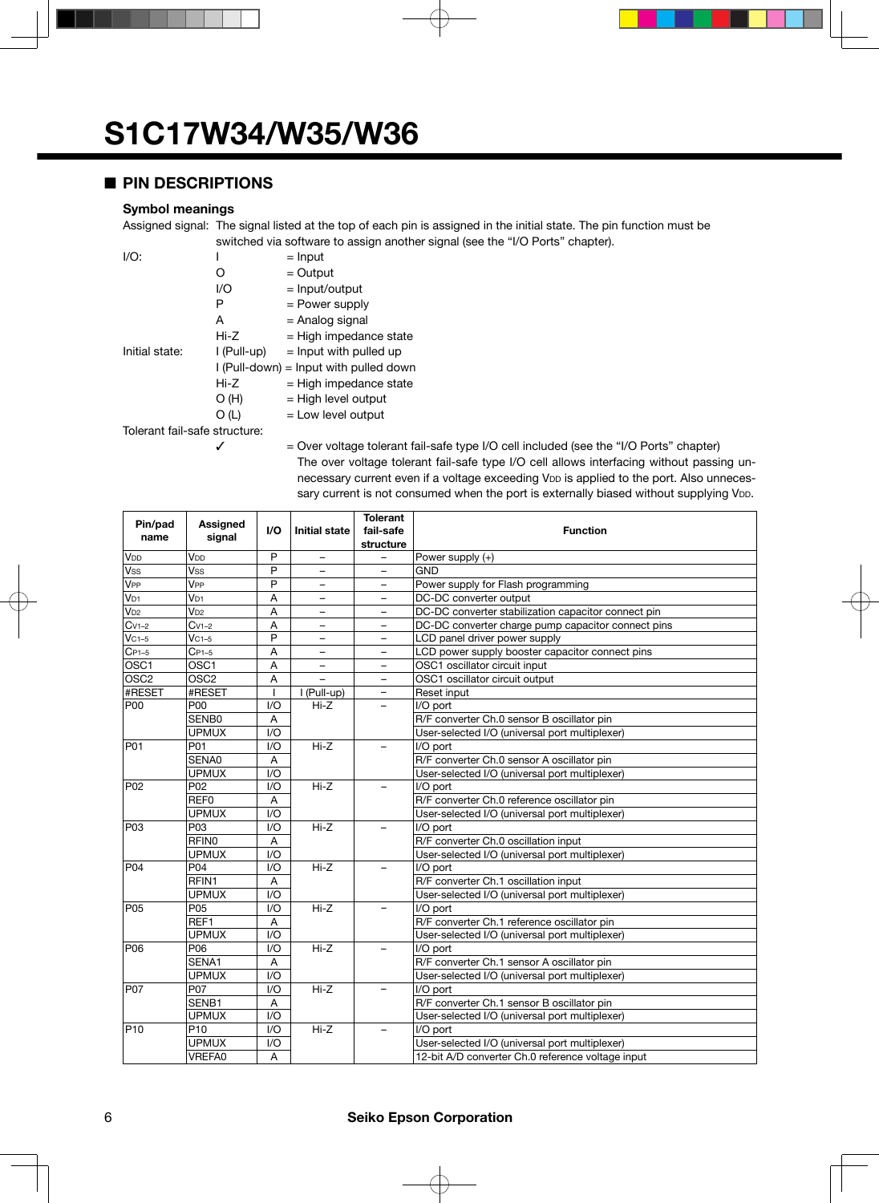# S1C17W34/W35/W36

## ■ PIN DESCRIPTIONS

### Symbol meanings

Assigned signal: The signal listed at the top of each pin is assigned in the initial state. The pin function must be switched via software to assign another signal (see the "I/O Ports" chapter).

I/O:
- I = Input
- O = Output
- I/O = Input/output
- P = Power supply
- A = Analog signal
- Hi-Z = High impedance state

Initial state:
- I (Pull-up) = Input with pulled up
- I (Pull-down) = Input with pulled down
- Hi-Z = High impedance state
- O (H) = High level output
- O (L) = Low level output

Tolerant fail-safe structure:
- ✓ = Over voltage tolerant fail-safe type I/O cell included (see the "I/O Ports" chapter)
  The over voltage tolerant fail-safe type I/O cell allows interfacing without passing unnecessary current even if a voltage exceeding $V_{DD}$ is applied to the port. Also unnecessary current is not consumed when the port is externally biased without supplying $V_{DD}$.

| Pin/pad name | Assigned signal | I/O | Initial state | Tolerant fail-safe structure | Function |
|---|---|---|---|---|---|
| $V_{DD}$ | $V_{DD}$ | P | – | – | Power supply (+) |
| $V_{SS}$ | $V_{SS}$ | P | – | – | GND |
| $V_{PP}$ | $V_{PP}$ | P | – | – | Power supply for Flash programming |
| $V_{D1}$ | $V_{D1}$ | A | – | – | DC-DC converter output |
| $V_{D2}$ | $V_{D2}$ | A | – | – | DC-DC converter stabilization capacitor connect pin |
| $C_{V1-2}$ | $C_{V1-2}$ | A | – | – | DC-DC converter charge pump capacitor connect pins |
| $V_{C1-5}$ | $V_{C1-5}$ | P | – | – | LCD panel driver power supply |
| $C_{P1-5}$ | $C_{P1-5}$ | A | – | – | LCD power supply booster capacitor connect pins |
| OSC1 | OSC1 | A | – | – | OSC1 oscillator circuit input |
| OSC2 | OSC2 | A | – | – | OSC1 oscillator circuit output |
| #RESET | #RESET | I | I (Pull-up) | – | Reset input |
| P00 | P00 | I/O | Hi-Z | – | I/O port |
| | SENB0 | A | | | R/F converter Ch.0 sensor B oscillator pin |
| | UPMUX | I/O | | | User-selected I/O (universal port multiplexer) |
| P01 | P01 | I/O | Hi-Z | – | I/O port |
| | SENA0 | A | | | R/F converter Ch.0 sensor A oscillator pin |
| | UPMUX | I/O | | | User-selected I/O (universal port multiplexer) |
| P02 | P02 | I/O | Hi-Z | – | I/O port |
| | REF0 | A | | | R/F converter Ch.0 reference oscillator pin |
| | UPMUX | I/O | | | User-selected I/O (universal port multiplexer) |
| P03 | P03 | I/O | Hi-Z | – | I/O port |
| | RFIN0 | A | | | R/F converter Ch.0 oscillation input |
| | UPMUX | I/O | | | User-selected I/O (universal port multiplexer) |
| P04 | P04 | I/O | Hi-Z | – | I/O port |
| | RFIN1 | A | | | R/F converter Ch.1 oscillation input |
| | UPMUX | I/O | | | User-selected I/O (universal port multiplexer) |
| P05 | P05 | I/O | Hi-Z | – | I/O port |
| | REF1 | A | | | R/F converter Ch.1 reference oscillator pin |
| | UPMUX | I/O | | | User-selected I/O (universal port multiplexer) |
| P06 | P06 | I/O | Hi-Z | – | I/O port |
| | SENA1 | A | | | R/F converter Ch.1 sensor A oscillator pin |
| | UPMUX | I/O | | | User-selected I/O (universal port multiplexer) |
| P07 | P07 | I/O | Hi-Z | – | I/O port |
| | SENB1 | A | | | R/F converter Ch.1 sensor B oscillator pin |
| | UPMUX | I/O | | | User-selected I/O (universal port multiplexer) |
| P10 | P10 | I/O | Hi-Z | – | I/O port |
| | UPMUX | I/O | | | User-selected I/O (universal port multiplexer) |
| | VREFA0 | A | | | 12-bit A/D converter Ch.0 reference voltage input |

Seiko Epson Corporation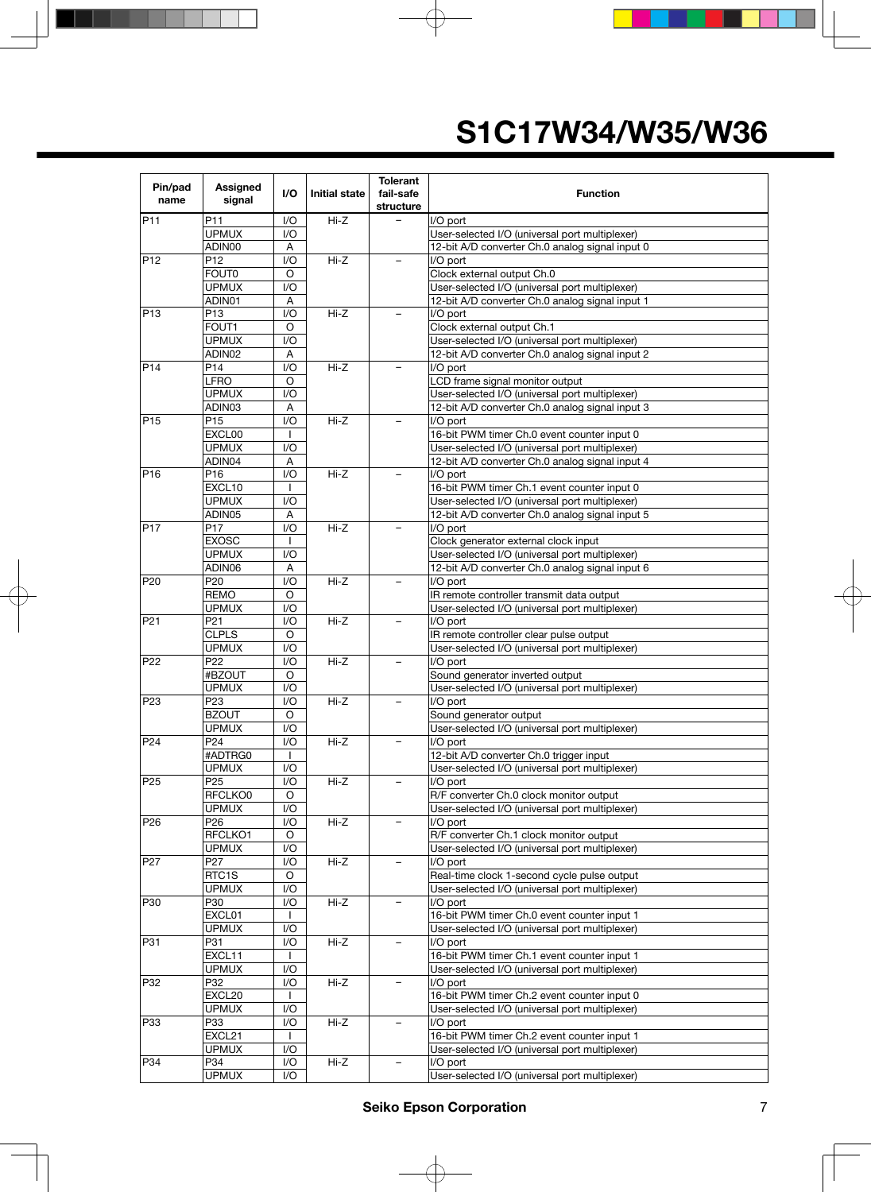| Pin/pad name | Assigned signal | I/O | Initial state | Tolerant fail-safe structure | Function |
|---|---|---|---|---|---|
| P11 | P11 | I/O | Hi-Z | – | I/O port |
| | UPMUX | I/O | | | User-selected I/O (universal port multiplexer) |
| | ADIN00 | A | | | 12-bit A/D converter Ch.0 analog signal input 0 |
| P12 | P12 | I/O | Hi-Z | – | I/O port |
| | FOUT0 | O | | | Clock external output Ch.0 |
| | UPMUX | I/O | | | User-selected I/O (universal port multiplexer) |
| | ADIN01 | A | | | 12-bit A/D converter Ch.0 analog signal input 1 |
| P13 | P13 | I/O | Hi-Z | – | I/O port |
| | FOUT1 | O | | | Clock external output Ch.1 |
| | UPMUX | I/O | | | User-selected I/O (universal port multiplexer) |
| | ADIN02 | A | | | 12-bit A/D converter Ch.0 analog signal input 2 |
| P14 | P14 | I/O | Hi-Z | – | I/O port |
| | LFRO | O | | | LCD frame signal monitor output |
| | UPMUX | I/O | | | User-selected I/O (universal port multiplexer) |
| | ADIN03 | A | | | 12-bit A/D converter Ch.0 analog signal input 3 |
| P15 | P15 | I/O | Hi-Z | – | I/O port |
| | EXCL00 | I | | | 16-bit PWM timer Ch.0 event counter input 0 |
| | UPMUX | I/O | | | User-selected I/O (universal port multiplexer) |
| | ADIN04 | A | | | 12-bit A/D converter Ch.0 analog signal input 4 |
| P16 | P16 | I/O | Hi-Z | – | I/O port |
| | EXCL10 | I | | | 16-bit PWM timer Ch.1 event counter input 0 |
| | UPMUX | I/O | | | User-selected I/O (universal port multiplexer) |
| | ADIN05 | A | | | 12-bit A/D converter Ch.0 analog signal input 5 |
| P17 | P17 | I/O | Hi-Z | – | I/O port |
| | EXOSC | I | | | Clock generator external clock input |
| | UPMUX | I/O | | | User-selected I/O (universal port multiplexer) |
| | ADIN06 | A | | | 12-bit A/D converter Ch.0 analog signal input 6 |
| P20 | P20 | I/O | Hi-Z | – | I/O port |
| | REMO | O | | | IR remote controller transmit data output |
| | UPMUX | I/O | | | User-selected I/O (universal port multiplexer) |
| P21 | P21 | I/O | Hi-Z | – | I/O port |
| | CLPLS | O | | | IR remote controller clear pulse output |
| | UPMUX | I/O | | | User-selected I/O (universal port multiplexer) |
| P22 | P22 | I/O | Hi-Z | – | I/O port |
| | #BZOUT | O | | | Sound generator inverted output |
| | UPMUX | I/O | | | User-selected I/O (universal port multiplexer) |
| P23 | P23 | I/O | Hi-Z | – | I/O port |
| | BZOUT | O | | | Sound generator output |
| | UPMUX | I/O | | | User-selected I/O (universal port multiplexer) |
| P24 | P24 | I/O | Hi-Z | – | I/O port |
| | #ADTRG0 | I | | | 12-bit A/D converter Ch.0 trigger input |
| | UPMUX | I/O | | | User-selected I/O (universal port multiplexer) |
| P25 | P25 | I/O | Hi-Z | – | I/O port |
| | RFCLKO0 | O | | | R/F converter Ch.0 clock monitor output |
| | UPMUX | I/O | | | User-selected I/O (universal port multiplexer) |
| P26 | P26 | I/O | Hi-Z | – | I/O port |
| | RFCLKO1 | O | | | R/F converter Ch.1 clock monitor output |
| | UPMUX | I/O | | | User-selected I/O (universal port multiplexer) |
| P27 | P27 | I/O | Hi-Z | – | I/O port |
| | RTC1S | O | | | Real-time clock 1-second cycle pulse output |
| | UPMUX | I/O | | | User-selected I/O (universal port multiplexer) |
| P30 | P30 | I/O | Hi-Z | – | I/O port |
| | EXCL01 | I | | | 16-bit PWM timer Ch.0 event counter input 1 |
| | UPMUX | I/O | | | User-selected I/O (universal port multiplexer) |
| P31 | P31 | I/O | Hi-Z | – | I/O port |
| | EXCL11 | I | | | 16-bit PWM timer Ch.1 event counter input 1 |
| | UPMUX | I/O | | | User-selected I/O (universal port multiplexer) |
| P32 | P32 | I/O | Hi-Z | – | I/O port |
| | EXCL20 | I | | | 16-bit PWM timer Ch.2 event counter input 0 |
| | UPMUX | I/O | | | User-selected I/O (universal port multiplexer) |
| P33 | P33 | I/O | Hi-Z | – | I/O port |
| | EXCL21 | I | | | 16-bit PWM timer Ch.2 event counter input 1 |
| | UPMUX | I/O | | | User-selected I/O (universal port multiplexer) |
| P34 | P34 | I/O | Hi-Z | – | I/O port |
| | UPMUX | I/O | | | User-selected I/O (universal port multiplexer) |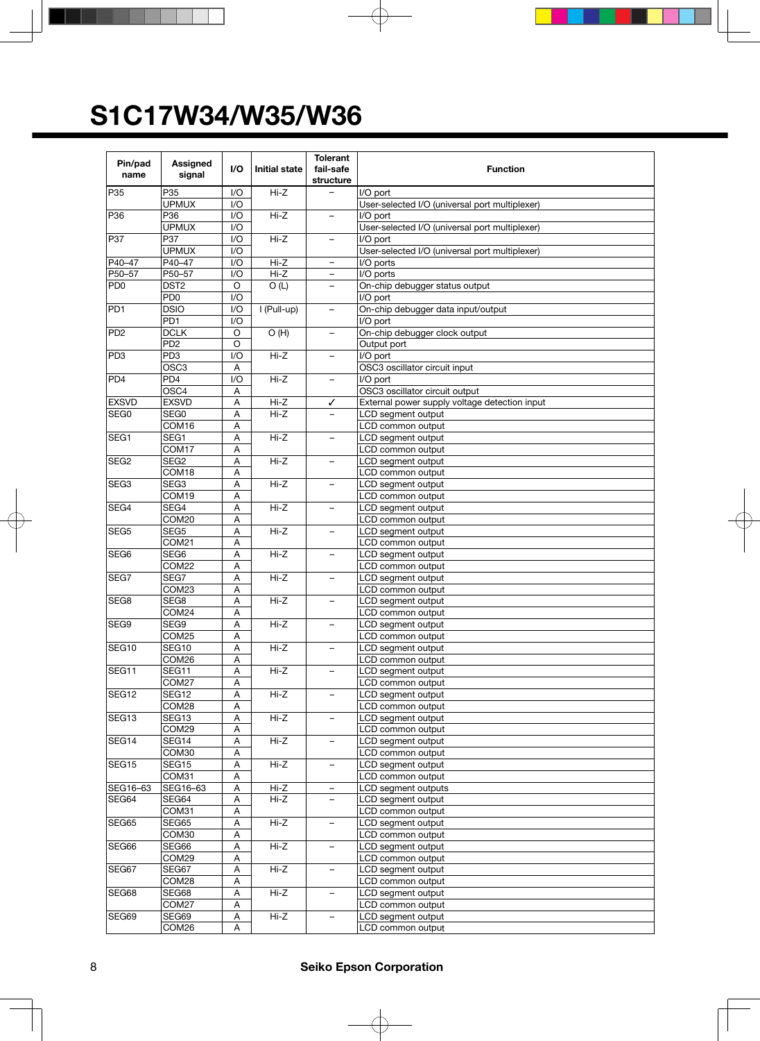# S1C17W34/W35/W36

| Pin/pad name | Assigned signal | I/O | Initial state | Tolerant fail-safe structure | Function |
|---|---|---|---|---|---|
| P35 | P35 | I/O | Hi-Z | – | I/O port |
| | UPMUX | I/O | | | User-selected I/O (universal port multiplexer) |
| P36 | P36 | I/O | Hi-Z | – | I/O port |
| | UPMUX | I/O | | | User-selected I/O (universal port multiplexer) |
| P37 | P37 | I/O | Hi-Z | – | I/O port |
| | UPMUX | I/O | | | User-selected I/O (universal port multiplexer) |
| P40–47 | P40–47 | I/O | Hi-Z | – | I/O ports |
| P50–57 | P50–57 | I/O | Hi-Z | – | I/O ports |
| PD0 | DST2 | O | O (L) | – | On-chip debugger status output |
| | PD0 | I/O | | | I/O port |
| PD1 | DSIO | I/O | I (Pull-up) | – | On-chip debugger data input/output |
| | PD1 | I/O | | | I/O port |
| PD2 | DCLK | O | O (H) | – | On-chip debugger clock output |
| | PD2 | O | | | Output port |
| PD3 | PD3 | I/O | Hi-Z | – | I/O port |
| | OSC3 | A | | | OSC3 oscillator circuit input |
| PD4 | PD4 | I/O | Hi-Z | – | I/O port |
| | OSC4 | A | | | OSC3 oscillator circuit output |
| EXSVD | EXSVD | A | Hi-Z | ✓ | External power supply voltage detection input |
| SEG0 | SEG0 | A | Hi-Z | – | LCD segment output |
| | COM16 | A | | | LCD common output |
| SEG1 | SEG1 | A | Hi-Z | – | LCD segment output |
| | COM17 | A | | | LCD common output |
| SEG2 | SEG2 | A | Hi-Z | – | LCD segment output |
| | COM18 | A | | | LCD common output |
| SEG3 | SEG3 | A | Hi-Z | – | LCD segment output |
| | COM19 | A | | | LCD common output |
| SEG4 | SEG4 | A | Hi-Z | – | LCD segment output |
| | COM20 | A | | | LCD common output |
| SEG5 | SEG5 | A | Hi-Z | – | LCD segment output |
| | COM21 | A | | | LCD common output |
| SEG6 | SEG6 | A | Hi-Z | – | LCD segment output |
| | COM22 | A | | | LCD common output |
| SEG7 | SEG7 | A | Hi-Z | – | LCD segment output |
| | COM23 | A | | | LCD common output |
| SEG8 | SEG8 | A | Hi-Z | – | LCD segment output |
| | COM24 | A | | | LCD common output |
| SEG9 | SEG9 | A | Hi-Z | – | LCD segment output |
| | COM25 | A | | | LCD common output |
| SEG10 | SEG10 | A | Hi-Z | – | LCD segment output |
| | COM26 | A | | | LCD common output |
| SEG11 | SEG11 | A | Hi-Z | – | LCD segment output |
| | COM27 | A | | | LCD common output |
| SEG12 | SEG12 | A | Hi-Z | – | LCD segment output |
| | COM28 | A | | | LCD common output |
| SEG13 | SEG13 | A | Hi-Z | – | LCD segment output |
| | COM29 | A | | | LCD common output |
| SEG14 | SEG14 | A | Hi-Z | – | LCD segment output |
| | COM30 | A | | | LCD common output |
| SEG15 | SEG15 | A | Hi-Z | – | LCD segment output |
| | COM31 | A | | | LCD common output |
| SEG16–63 | SEG16–63 | A | Hi-Z | – | LCD segment outputs |
| SEG64 | SEG64 | A | Hi-Z | – | LCD segment output |
| | COM31 | A | | | LCD common output |
| SEG65 | SEG65 | A | Hi-Z | – | LCD segment output |
| | COM30 | A | | | LCD common output |
| SEG66 | SEG66 | A | Hi-Z | – | LCD segment output |
| | COM29 | A | | | LCD common output |
| SEG67 | SEG67 | A | Hi-Z | – | LCD segment output |
| | COM28 | A | | | LCD common output |
| SEG68 | SEG68 | A | Hi-Z | – | LCD segment output |
| | COM27 | A | | | LCD common output |
| SEG69 | SEG69 | A | Hi-Z | – | LCD segment output |
| | COM26 | A | | | LCD common output |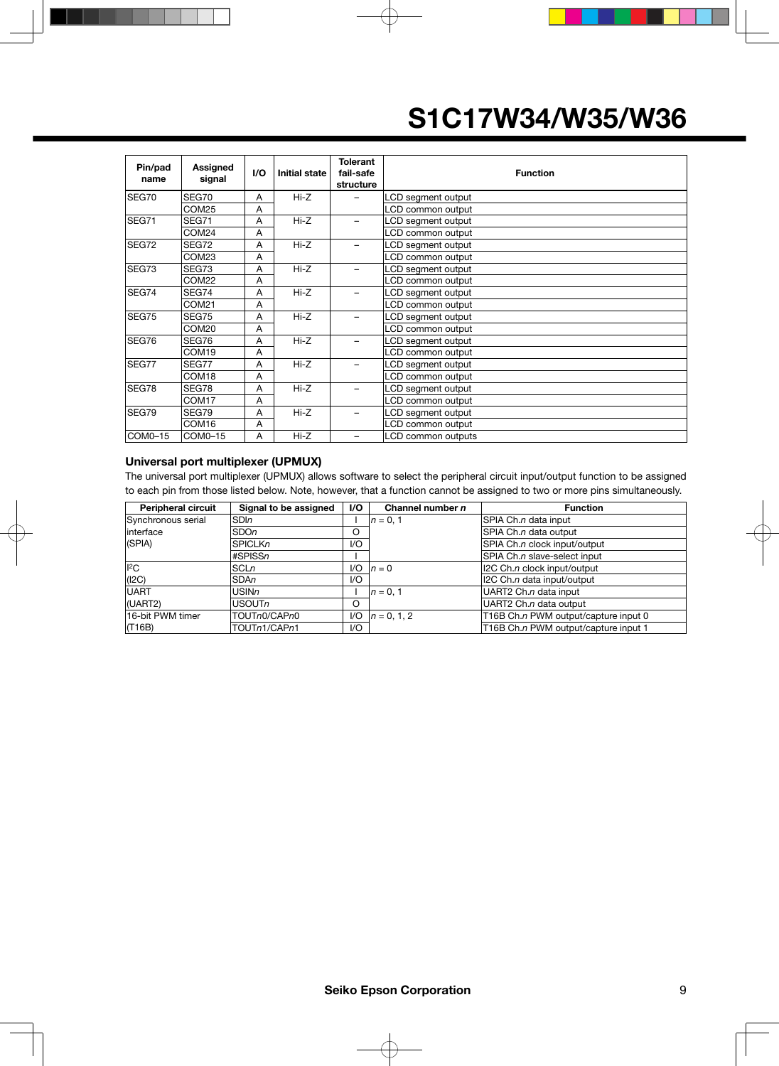| Pin/pad name | Assigned signal | I/O | Initial state | Tolerant fail-safe structure | Function |
|---|---|---|---|---|---|
| SEG70 | SEG70 | A | Hi-Z | – | LCD segment output |
| | COM25 | A | | | LCD common output |
| SEG71 | SEG71 | A | Hi-Z | – | LCD segment output |
| | COM24 | A | | | LCD common output |
| SEG72 | SEG72 | A | Hi-Z | – | LCD segment output |
| | COM23 | A | | | LCD common output |
| SEG73 | SEG73 | A | Hi-Z | – | LCD segment output |
| | COM22 | A | | | LCD common output |
| SEG74 | SEG74 | A | Hi-Z | – | LCD segment output |
| | COM21 | A | | | LCD common output |
| SEG75 | SEG75 | A | Hi-Z | – | LCD segment output |
| | COM20 | A | | | LCD common output |
| SEG76 | SEG76 | A | Hi-Z | – | LCD segment output |
| | COM19 | A | | | LCD common output |
| SEG77 | SEG77 | A | Hi-Z | – | LCD segment output |
| | COM18 | A | | | LCD common output |
| SEG78 | SEG78 | A | Hi-Z | – | LCD segment output |
| | COM17 | A | | | LCD common output |
| SEG79 | SEG79 | A | Hi-Z | – | LCD segment output |
| | COM16 | A | | | LCD common output |
| COM0–15 | COM0–15 | A | Hi-Z | – | LCD common outputs |

### Universal port multiplexer (UPMUX)

The universal port multiplexer (UPMUX) allows software to select the peripheral circuit input/output function to be assigned to each pin from those listed below. Note, however, that a function cannot be assigned to two or more pins simultaneously.

| Peripheral circuit | Signal to be assigned | I/O | Channel number *n* | Function |
|---|---|---|---|---|
| Synchronous serial interface (SPIA) | SDI*n* | I | *n* = 0, 1 | SPIA Ch.*n* data input |
| | SDO*n* | O | | SPIA Ch.*n* data output |
| | SPICLK*n* | I/O | | SPIA Ch.*n* clock input/output |
| | #SPISS*n* | I | | SPIA Ch.*n* slave-select input |
| I²C (I2C) | SCL*n* | I/O | *n* = 0 | I2C Ch.*n* clock input/output |
| | SDA*n* | I/O | | I2C Ch.*n* data input/output |
| UART (UART2) | USIN*n* | I | *n* = 0, 1 | UART2 Ch.*n* data input |
| | USOUT*n* | O | | UART2 Ch.*n* data output |
| 16-bit PWM timer (T16B) | TOUT*n*0/CAP*n*0 | I/O | *n* = 0, 1, 2 | T16B Ch.*n* PWM output/capture input 0 |
| | TOUT*n*1/CAP*n*1 | I/O | | T16B Ch.*n* PWM output/capture input 1 |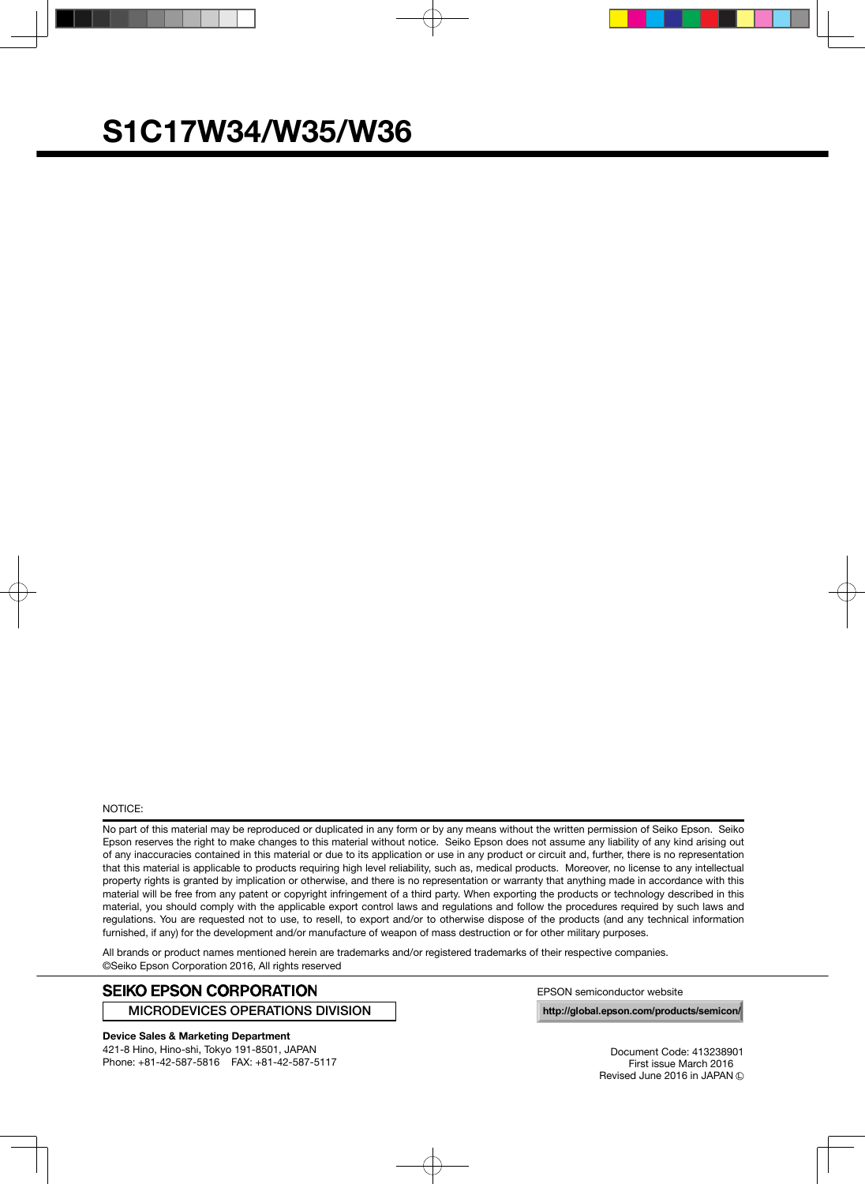# S1C17W34/W35/W36

NOTICE:

No part of this material may be reproduced or duplicated in any form or by any means without the written permission of Seiko Epson. Seiko Epson reserves the right to make changes to this material without notice. Seiko Epson does not assume any liability of any kind arising out of any inaccuracies contained in this material or due to its application or use in any product or circuit and, further, there is no representation that this material is applicable to products requiring high level reliability, such as, medical products. Moreover, no license to any intellectual property rights is granted by implication or otherwise, and there is no representation or warranty that anything made in accordance with this material will be free from any patent or copyright infringement of a third party. When exporting the products or technology described in this material, you should comply with the applicable export control laws and regulations and follow the procedures required by such laws and regulations. You are requested not to use, to resell, to export and/or to otherwise dispose of the products (and any technical information furnished, if any) for the development and/or manufacture of weapon of mass destruction or for other military purposes.

All brands or product names mentioned herein are trademarks and/or registered trademarks of their respective companies.
©Seiko Epson Corporation 2016, All rights reserved

**SEIKO EPSON CORPORATION**

MICRODEVICES OPERATIONS DIVISION

**Device Sales & Marketing Department**
421-8 Hino, Hino-shi, Tokyo 191-8501, JAPAN
Phone: +81-42-587-5816 FAX: +81-42-587-5117

EPSON semiconductor website

**http://global.epson.com/products/semicon/**

Document Code: 413238901
First issue March 2016
Revised June 2016 in JAPAN